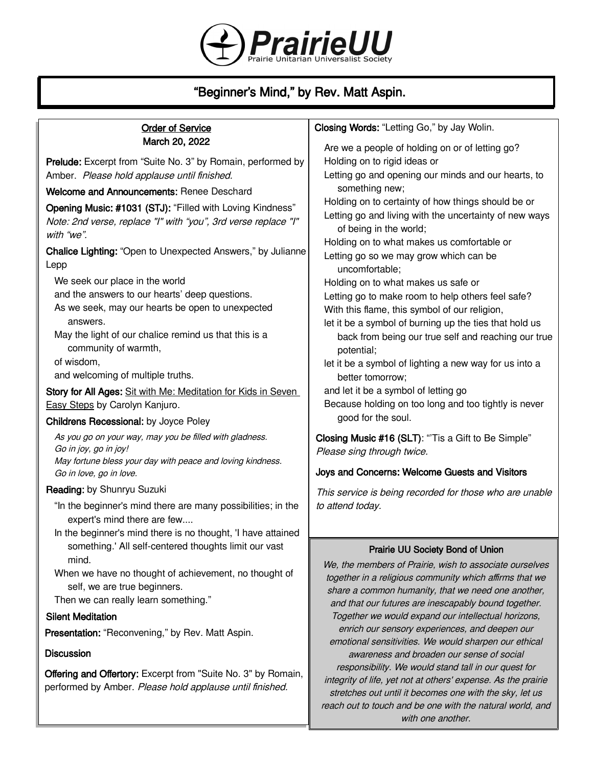# PrairieUU

Prairie Unitarian Universalist Society

## "Beginner's Mind," by Rev. Matt Aspin.

**Order of Service**
**March 20, 2022**

**Prelude:** Excerpt from "Suite No. 3" by Romain, performed by Amber. *Please hold applause until finished.*

**Welcome and Announcements:** Renee Deschard

**Opening Music: #1031 (STJ):** "Filled with Loving Kindness" *Note: 2nd verse, replace "I" with "you", 3rd verse replace "I" with "we".*

**Chalice Lighting:** "Open to Unexpected Answers," by Julianne Lepp

We seek our place in the world
and the answers to our hearts' deep questions.
As we seek, may our hearts be open to unexpected answers.
May the light of our chalice remind us that this is a community of warmth,
of wisdom,
and welcoming of multiple truths.

**Story for All Ages:** Sit with Me: Meditation for Kids in Seven Easy Steps by Carolyn Kanjuro.

**Childrens Recessional:** by Joyce Poley

*As you go on your way, may you be filled with gladness.*
*Go in joy, go in joy!*
*May fortune bless your day with peace and loving kindness.*
*Go in love, go in love.*

**Reading:** by Shunryu Suzuki

"In the beginner's mind there are many possibilities; in the expert's mind there are few....
In the beginner's mind there is no thought, 'I have attained something.' All self-centered thoughts limit our vast mind.
When we have no thought of achievement, no thought of self, we are true beginners.
Then we can really learn something."

**Silent Meditation**

**Presentation:** "Reconvening," by Rev. Matt Aspin.

**Discussion**

**Offering and Offertory:** Excerpt from "Suite No. 3" by Romain, performed by Amber. *Please hold applause until finished.*

**Closing Words:** "Letting Go," by Jay Wolin.

Are we a people of holding on or of letting go?
Holding on to rigid ideas or
Letting go and opening our minds and our hearts, to something new;
Holding on to certainty of how things should be or
Letting go and living with the uncertainty of new ways of being in the world;
Holding on to what makes us comfortable or
Letting go so we may grow which can be uncomfortable;
Holding on to what makes us safe or
Letting go to make room to help others feel safe?
With this flame, this symbol of our religion,
let it be a symbol of burning up the ties that hold us back from being our true self and reaching our true potential;
let it be a symbol of lighting a new way for us into a better tomorrow;
and let it be a symbol of letting go
Because holding on too long and too tightly is never good for the soul.

**Closing Music #16 (SLT):** "'Tis a Gift to Be Simple" *Please sing through twice.*

**Joys and Concerns: Welcome Guests and Visitors**

*This service is being recorded for those who are unable to attend today.*

**Prairie UU Society Bond of Union**

*We, the members of Prairie, wish to associate ourselves together in a religious community which affirms that we share a common humanity, that we need one another, and that our futures are inescapably bound together. Together we would expand our intellectual horizons, enrich our sensory experiences, and deepen our emotional sensitivities. We would sharpen our ethical awareness and broaden our sense of social responsibility. We would stand tall in our quest for integrity of life, yet not at others' expense. As the prairie stretches out until it becomes one with the sky, let us reach out to touch and be one with the natural world, and with one another.*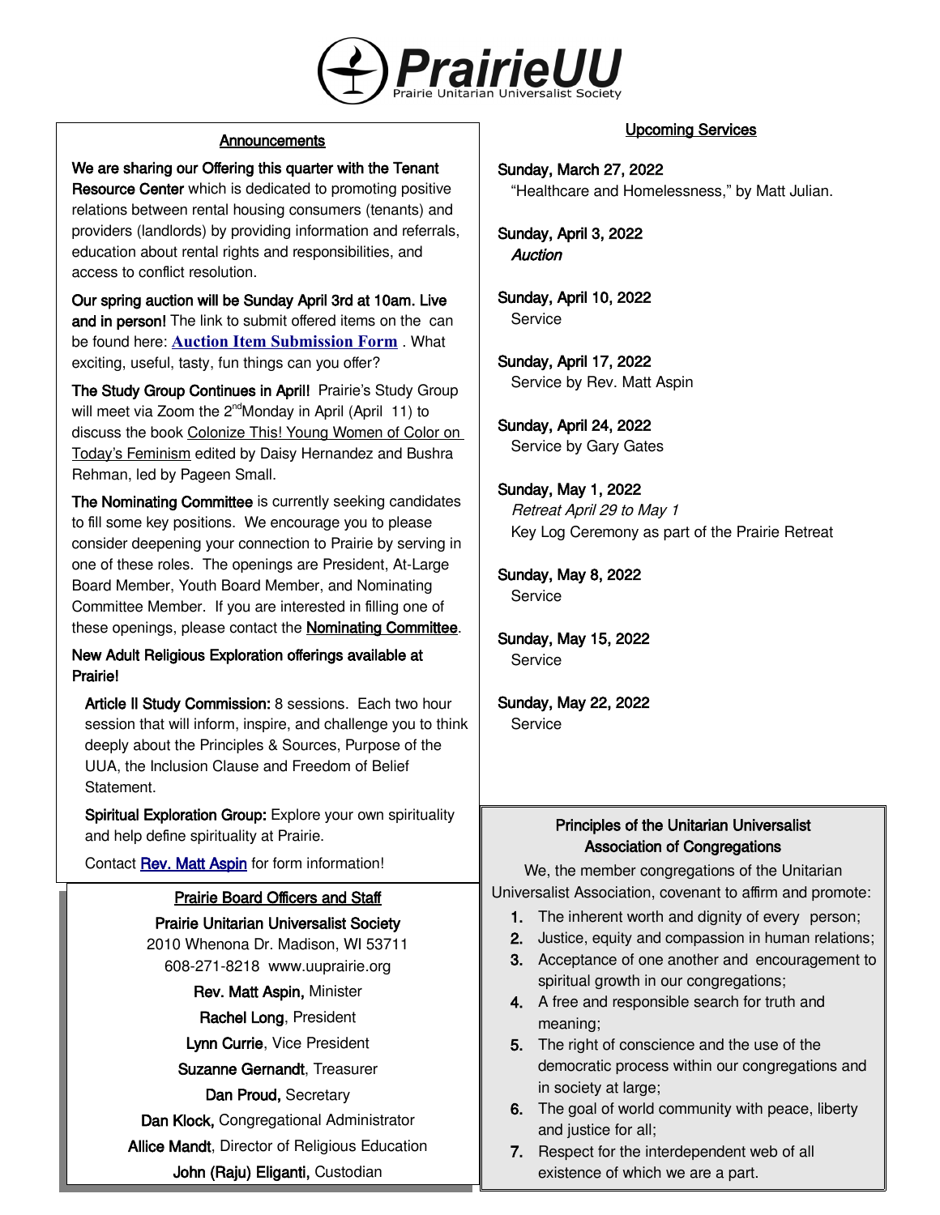# PrairieUU

Prairie Unitarian Universalist Society

## Announcements

**We are sharing our Offering this quarter with the Tenant Resource Center** which is dedicated to promoting positive relations between rental housing consumers (tenants) and providers (landlords) by providing information and referrals, education about rental rights and responsibilities, and access to conflict resolution.

**Our spring auction will be Sunday April 3rd at 10am. Live and in person!** The link to submit offered items on the can be found here: **Auction Item Submission Form** . What exciting, useful, tasty, fun things can you offer?

**The Study Group Continues in April!** Prairie's Study Group will meet via Zoom the 2nd Monday in April (April 11) to discuss the book Colonize This! Young Women of Color on Today's Feminism edited by Daisy Hernandez and Bushra Rehman, led by Pageen Small.

**The Nominating Committee** is currently seeking candidates to fill some key positions. We encourage you to please consider deepening your connection to Prairie by serving in one of these roles. The openings are President, At-Large Board Member, Youth Board Member, and Nominating Committee Member. If you are interested in filling one of these openings, please contact the **Nominating Committee**.

**New Adult Religious Exploration offerings available at Prairie!**

**Article II Study Commission:** 8 sessions. Each two hour session that will inform, inspire, and challenge you to think deeply about the Principles & Sources, Purpose of the UUA, the Inclusion Clause and Freedom of Belief Statement.

**Spiritual Exploration Group:** Explore your own spirituality and help define spirituality at Prairie.

Contact Rev. Matt Aspin for form information!

## Prairie Board Officers and Staff

**Prairie Unitarian Universalist Society**
2010 Whenona Dr. Madison, WI 53711
608-271-8218 www.uuprairie.org

**Rev. Matt Aspin,** Minister
**Rachel Long**, President
**Lynn Currie**, Vice President
**Suzanne Gernandt**, Treasurer
**Dan Proud,** Secretary
**Dan Klock,** Congregational Administrator
**Allice Mandt**, Director of Religious Education
**John (Raju) Eliganti,** Custodian

## Upcoming Services

**Sunday, March 27, 2022**
"Healthcare and Homelessness," by Matt Julian.

**Sunday, April 3, 2022**
*Auction*

**Sunday, April 10, 2022**
Service

**Sunday, April 17, 2022**
Service by Rev. Matt Aspin

**Sunday, April 24, 2022**
Service by Gary Gates

**Sunday, May 1, 2022**
*Retreat April 29 to May 1*
Key Log Ceremony as part of the Prairie Retreat

**Sunday, May 8, 2022**
Service

**Sunday, May 15, 2022**
Service

**Sunday, May 22, 2022**
Service

## Principles of the Unitarian Universalist Association of Congregations

We, the member congregations of the Unitarian Universalist Association, covenant to affirm and promote:

1. The inherent worth and dignity of every person;
2. Justice, equity and compassion in human relations;
3. Acceptance of one another and encouragement to spiritual growth in our congregations;
4. A free and responsible search for truth and meaning;
5. The right of conscience and the use of the democratic process within our congregations and in society at large;
6. The goal of world community with peace, liberty and justice for all;
7. Respect for the interdependent web of all existence of which we are a part.